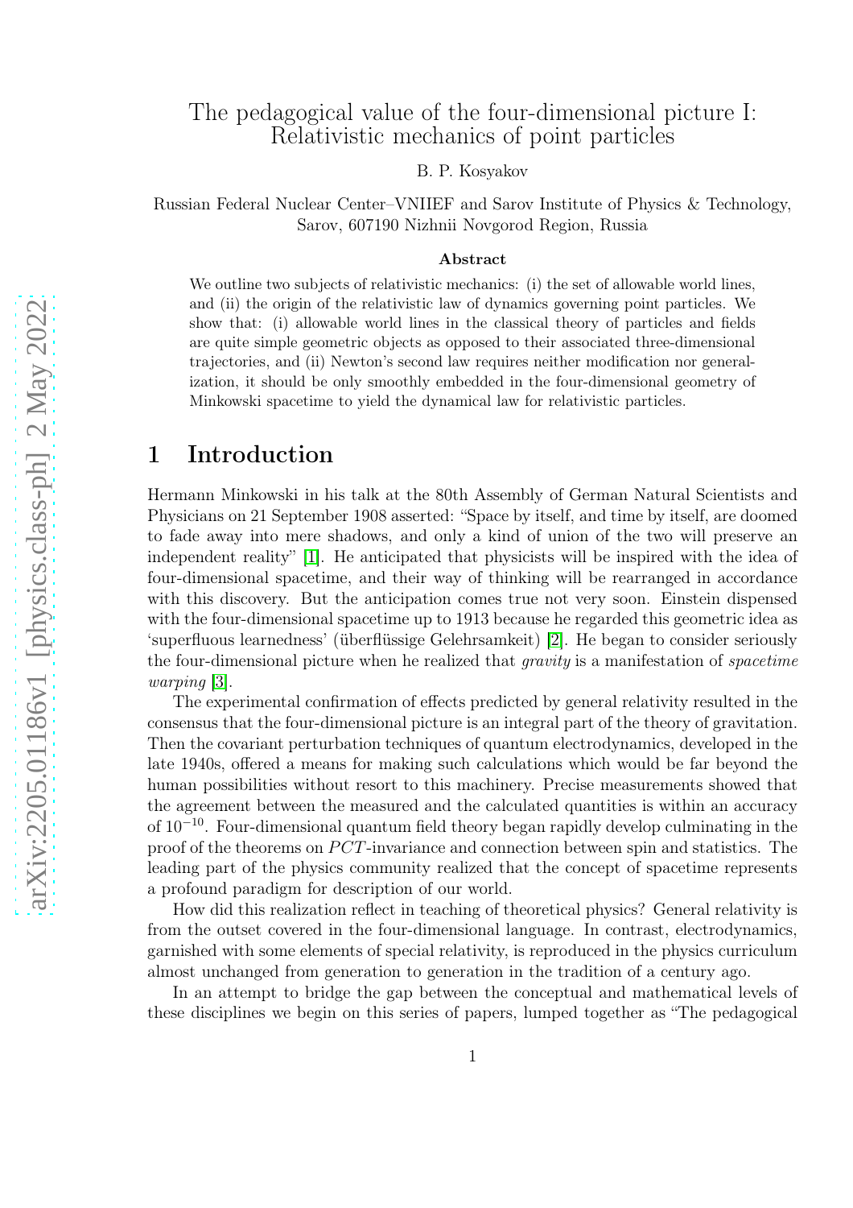# The pedagogical value of the four-dimensional picture I: Relativistic mechanics of point particles

B. P. Kosyakov

Russian Federal Nuclear Center–VNIIEF and Sarov Institute of Physics & Technology, Sarov, 607190 Nizhnii Novgorod Region, Russia

### Abstract

We outline two subjects of relativistic mechanics: (i) the set of allowable world lines, and (ii) the origin of the relativistic law of dynamics governing point particles. We show that: (i) allowable world lines in the classical theory of particles and fields are quite simple geometric objects as opposed to their associated three-dimensional trajectories, and (ii) Newton's second law requires neither modification nor generalization, it should be only smoothly embedded in the four-dimensional geometry of Minkowski spacetime to yield the dynamical law for relativistic particles.

## 1 Introduction

Hermann Minkowski in his talk at the 80th Assembly of German Natural Scientists and Physicians on 21 September 1908 asserted: "Space by itself, and time by itself, are doomed to fade away into mere shadows, and only a kind of union of the two will preserve an independent reality" [1]. He anticipated that physicists will be inspired with the idea of four-dimensional spacetime, and their way of thinking will be rearranged in accordance with this discovery. But the anticipation comes true not very soon. Einstein dispensed with the four-dimensional spacetime up to 1913 because he regarded this geometric idea as 'superfluous learnedness' (überflüssige Gelehrsamkeit) [2]. He began to consider seriously the four-dimensional picture when he realized that *gravity* is a manifestation of *spacetime warping* [3].

The experimental confirmation of effects predicted by general relativity resulted in the consensus that the four-dimensional picture is an integral part of the theory of gravitation. Then the covariant perturbation techniques of quantum electrodynamics, developed in the late 1940s, offered a means for making such calculations which would be far beyond the human possibilities without resort to this machinery. Precise measurements showed that the agreement between the measured and the calculated quantities is within an accuracy of $10^{-10}$. Four-dimensional quantum field theory began rapidly develop culminating in the proof of the theorems on $PCT$-invariance and connection between spin and statistics. The leading part of the physics community realized that the concept of spacetime represents a profound paradigm for description of our world.

How did this realization reflect in teaching of theoretical physics? General relativity is from the outset covered in the four-dimensional language. In contrast, electrodynamics, garnished with some elements of special relativity, is reproduced in the physics curriculum almost unchanged from generation to generation in the tradition of a century ago.

In an attempt to bridge the gap between the conceptual and mathematical levels of these disciplines we begin on this series of papers, lumped together as "The pedagogical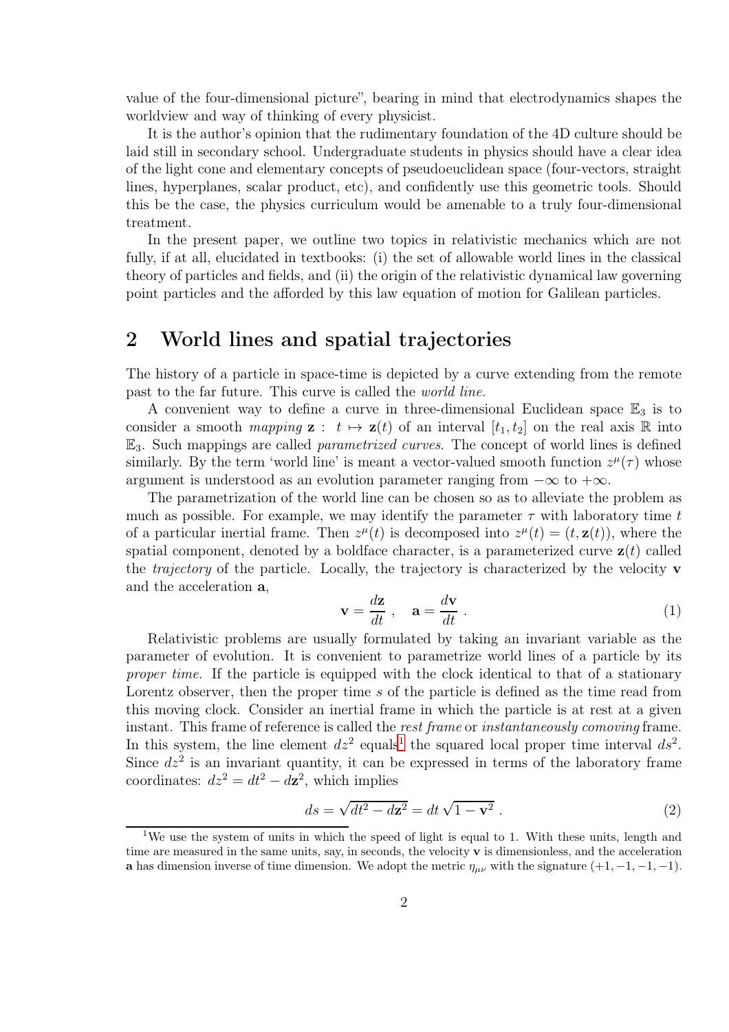value of the four-dimensional picture", bearing in mind that electrodynamics shapes the worldview and way of thinking of every physicist.

It is the author's opinion that the rudimentary foundation of the 4D culture should be laid still in secondary school. Undergraduate students in physics should have a clear idea of the light cone and elementary concepts of pseudoeuclidean space (four-vectors, straight lines, hyperplanes, scalar product, etc), and confidently use this geometric tools. Should this be the case, the physics curriculum would be amenable to a truly four-dimensional treatment.

In the present paper, we outline two topics in relativistic mechanics which are not fully, if at all, elucidated in textbooks: (i) the set of allowable world lines in the classical theory of particles and fields, and (ii) the origin of the relativistic dynamical law governing point particles and the afforded by this law equation of motion for Galilean particles.

## 2 World lines and spatial trajectories

The history of a particle in space-time is depicted by a curve extending from the remote past to the far future. This curve is called the *world line*.

A convenient way to define a curve in three-dimensional Euclidean space $\mathbb{E}_3$ is to consider a smooth *mapping* $\mathbf{z}: \ t \mapsto \mathbf{z}(t)$ of an interval $[t_1, t_2]$ on the real axis $\mathbb{R}$ into $\mathbb{E}_3$. Such mappings are called *parametrized curves*. The concept of world lines is defined similarly. By the term 'world line' is meant a vector-valued smooth function $z^\mu(\tau)$ whose argument is understood as an evolution parameter ranging from $-\infty$ to $+\infty$.

The parametrization of the world line can be chosen so as to alleviate the problem as much as possible. For example, we may identify the parameter $\tau$ with laboratory time $t$ of a particular inertial frame. Then $z^\mu(t)$ is decomposed into $z^\mu(t) = (t, \mathbf{z}(t))$, where the spatial component, denoted by a boldface character, is a parameterized curve $\mathbf{z}(t)$ called the *trajectory* of the particle. Locally, the trajectory is characterized by the velocity $\mathbf{v}$ and the acceleration $\mathbf{a}$,

$$\mathbf{v} = \frac{d\mathbf{z}}{dt}\,, \quad \mathbf{a} = \frac{d\mathbf{v}}{dt}\,. \tag{1}$$

Relativistic problems are usually formulated by taking an invariant variable as the parameter of evolution. It is convenient to parametrize world lines of a particle by its *proper time*. If the particle is equipped with the clock identical to that of a stationary Lorentz observer, then the proper time $s$ of the particle is defined as the time read from this moving clock. Consider an inertial frame in which the particle is at rest at a given instant. This frame of reference is called the *rest frame* or *instantaneously comoving* frame. In this system, the line element $dz^2$ equals[1] the squared local proper time interval $ds^2$. Since $dz^2$ is an invariant quantity, it can be expressed in terms of the laboratory frame coordinates: $dz^2 = dt^2 - d\mathbf{z}^2$, which implies

$$ds = \sqrt{dt^2 - d\mathbf{z}^2} = dt\,\sqrt{1 - \mathbf{v}^2}\,. \tag{2}$$

[1] We use the system of units in which the speed of light is equal to 1. With these units, length and time are measured in the same units, say, in seconds, the velocity $\mathbf{v}$ is dimensionless, and the acceleration $\mathbf{a}$ has dimension inverse of time dimension. We adopt the metric $\eta_{\mu\nu}$ with the signature $(+1, -1, -1, -1)$.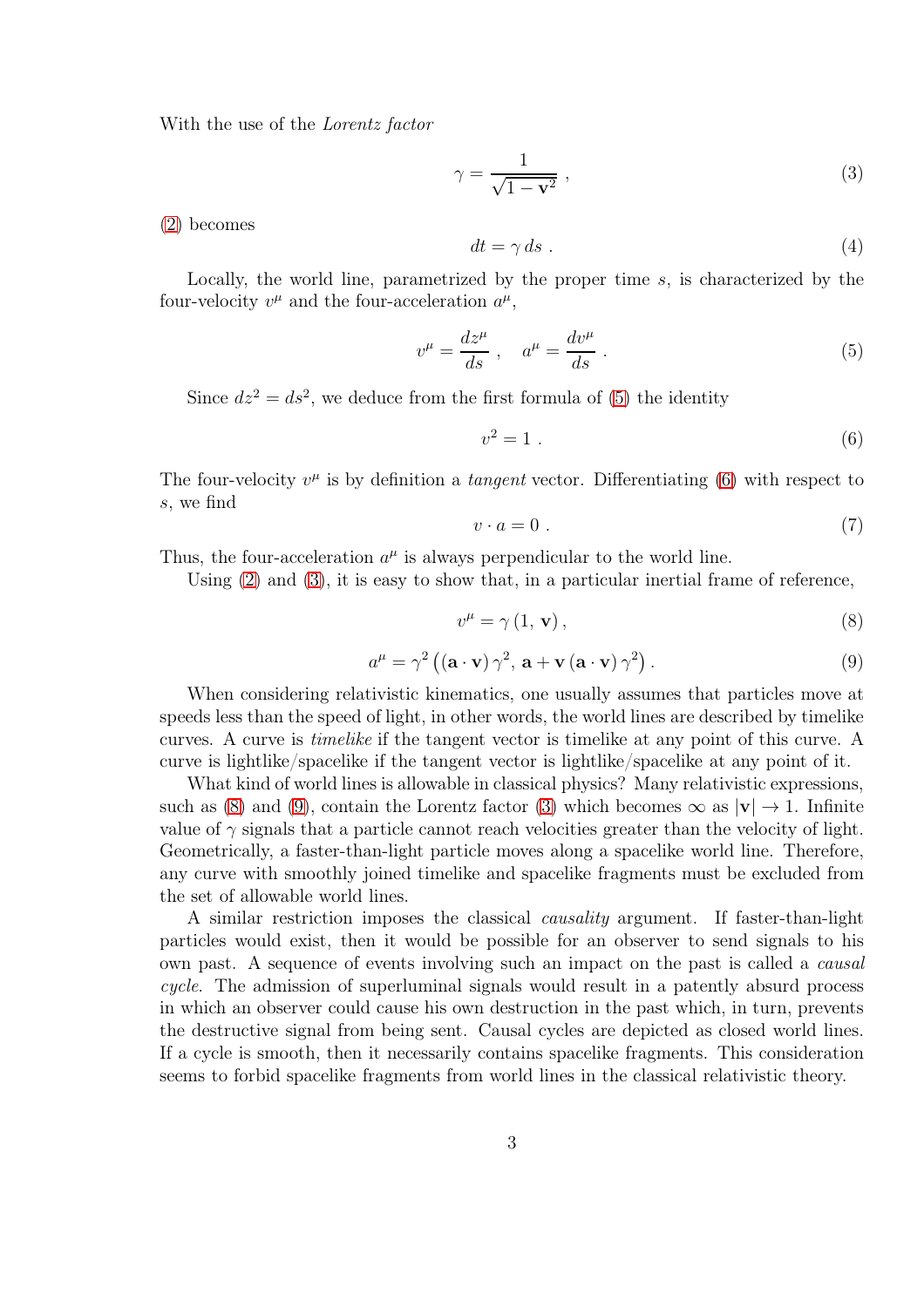With the use of the *Lorentz factor*

$$\gamma = \frac{1}{\sqrt{1-\mathbf{v}^2}} \,, \tag{3}$$

(2) becomes

$$dt = \gamma \, ds \,. \tag{4}$$

Locally, the world line, parametrized by the proper time $s$, is characterized by the four-velocity $v^\mu$ and the four-acceleration $a^\mu$,

$$v^\mu = \frac{dz^\mu}{ds} \,, \quad a^\mu = \frac{dv^\mu}{ds} \,. \tag{5}$$

Since $dz^2 = ds^2$, we deduce from the first formula of (5) the identity

$$v^2 = 1 \,. \tag{6}$$

The four-velocity $v^\mu$ is by definition a *tangent* vector. Differentiating (6) with respect to $s$, we find

$$v \cdot a = 0 \,. \tag{7}$$

Thus, the four-acceleration $a^\mu$ is always perpendicular to the world line.

Using (2) and (3), it is easy to show that, in a particular inertial frame of reference,

$$v^\mu = \gamma \, (1, \, \mathbf{v}) \,, \tag{8}$$

$$a^\mu = \gamma^2 \left( (\mathbf{a}\cdot\mathbf{v})\, \gamma^2 , \, \mathbf{a} + \mathbf{v}\, (\mathbf{a}\cdot\mathbf{v})\, \gamma^2 \right) . \tag{9}$$

When considering relativistic kinematics, one usually assumes that particles move at speeds less than the speed of light, in other words, the world lines are described by timelike curves. A curve is *timelike* if the tangent vector is timelike at any point of this curve. A curve is lightlike/spacelike if the tangent vector is lightlike/spacelike at any point of it.

What kind of world lines is allowable in classical physics? Many relativistic expressions, such as (8) and (9), contain the Lorentz factor (3) which becomes $\infty$ as $|\mathbf{v}| \to 1$. Infinite value of $\gamma$ signals that a particle cannot reach velocities greater than the velocity of light. Geometrically, a faster-than-light particle moves along a spacelike world line. Therefore, any curve with smoothly joined timelike and spacelike fragments must be excluded from the set of allowable world lines.

A similar restriction imposes the classical *causality* argument. If faster-than-light particles would exist, then it would be possible for an observer to send signals to his own past. A sequence of events involving such an impact on the past is called a *causal cycle*. The admission of superluminal signals would result in a patently absurd process in which an observer could cause his own destruction in the past which, in turn, prevents the destructive signal from being sent. Causal cycles are depicted as closed world lines. If a cycle is smooth, then it necessarily contains spacelike fragments. This consideration seems to forbid spacelike fragments from world lines in the classical relativistic theory.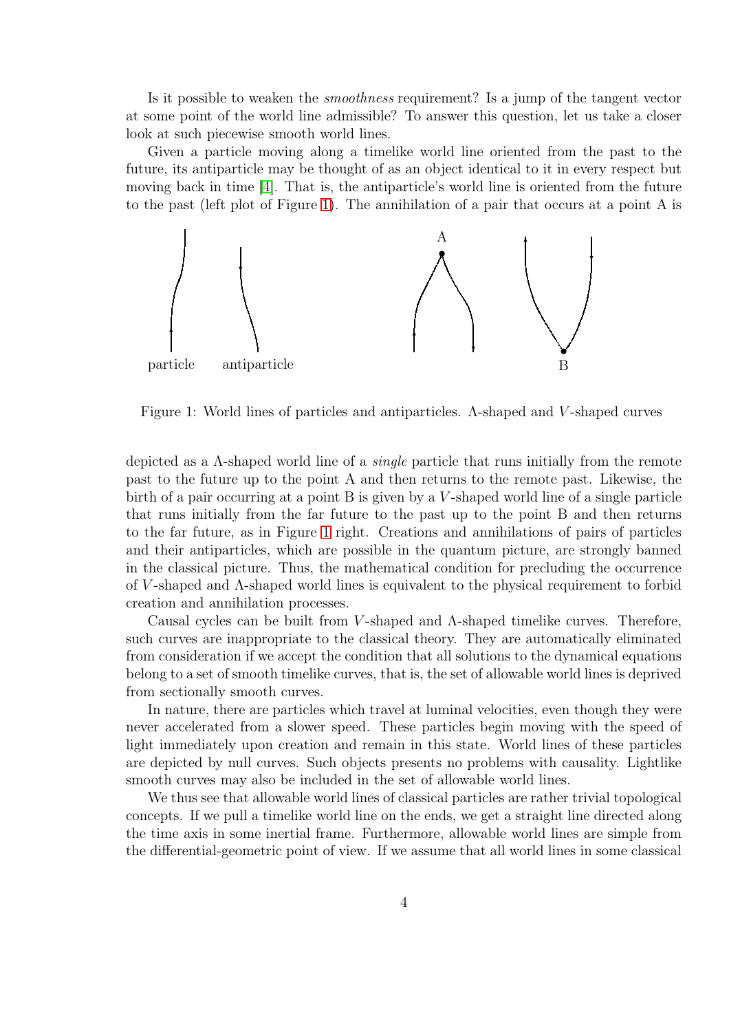Is it possible to weaken the *smoothness* requirement? Is a jump of the tangent vector at some point of the world line admissible? To answer this question, let us take a closer look at such piecewise smooth world lines.

Given a particle moving along a timelike world line oriented from the past to the future, its antiparticle may be thought of as an object identical to it in every respect but moving back in time [4]. That is, the antiparticle's world line is oriented from the future to the past (left plot of Figure 1). The annihilation of a pair that occurs at a point A is

A

particle    antiparticle

B

Figure 1: World lines of particles and antiparticles. Λ-shaped and $V$-shaped curves

depicted as a Λ-shaped world line of a *single* particle that runs initially from the remote past to the future up to the point A and then returns to the remote past. Likewise, the birth of a pair occurring at a point B is given by a $V$-shaped world line of a single particle that runs initially from the far future to the past up to the point B and then returns to the far future, as in Figure 1 right. Creations and annihilations of pairs of particles and their antiparticles, which are possible in the quantum picture, are strongly banned in the classical picture. Thus, the mathematical condition for precluding the occurrence of $V$-shaped and Λ-shaped world lines is equivalent to the physical requirement to forbid creation and annihilation processes.

Causal cycles can be built from $V$-shaped and Λ-shaped timelike curves. Therefore, such curves are inappropriate to the classical theory. They are automatically eliminated from consideration if we accept the condition that all solutions to the dynamical equations belong to a set of smooth timelike curves, that is, the set of allowable world lines is deprived from sectionally smooth curves.

In nature, there are particles which travel at luminal velocities, even though they were never accelerated from a slower speed. These particles begin moving with the speed of light immediately upon creation and remain in this state. World lines of these particles are depicted by null curves. Such objects presents no problems with causality. Lightlike smooth curves may also be included in the set of allowable world lines.

We thus see that allowable world lines of classical particles are rather trivial topological concepts. If we pull a timelike world line on the ends, we get a straight line directed along the time axis in some inertial frame. Furthermore, allowable world lines are simple from the differential-geometric point of view. If we assume that all world lines in some classical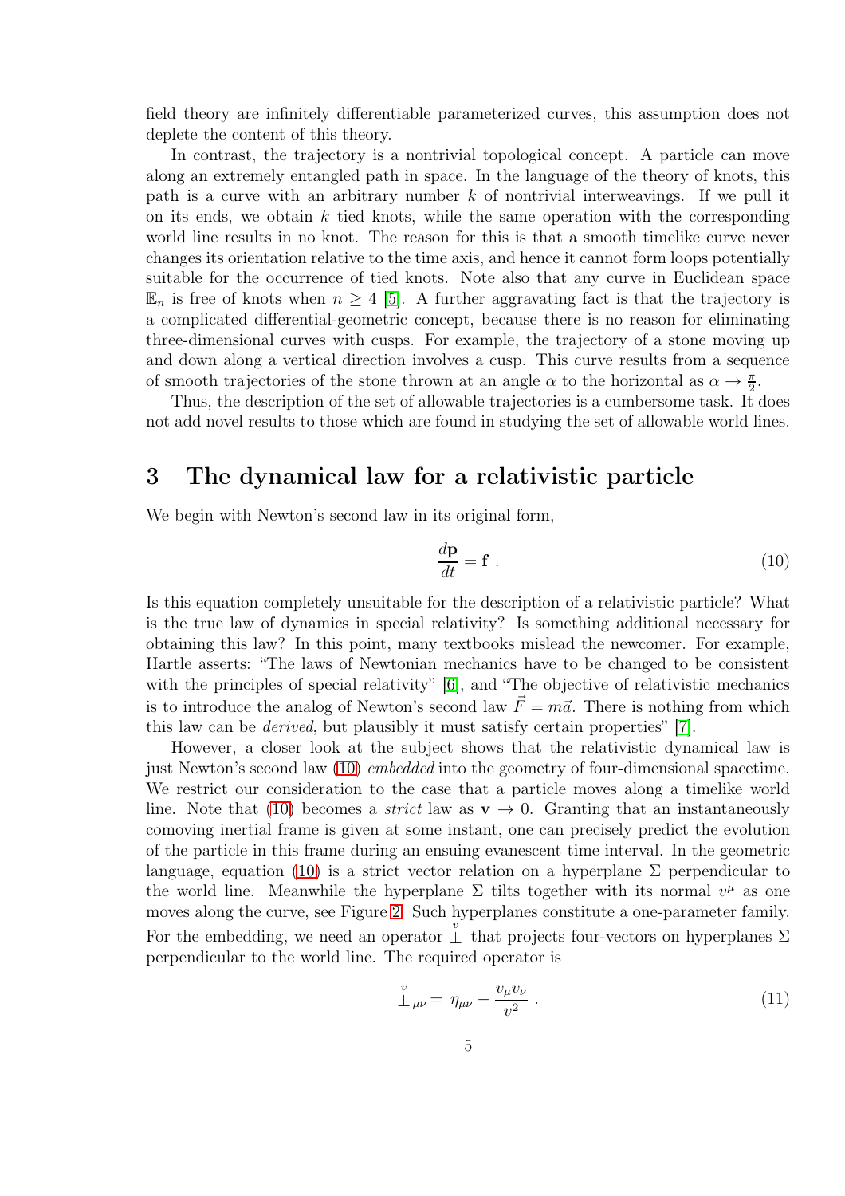field theory are infinitely differentiable parameterized curves, this assumption does not deplete the content of this theory.

In contrast, the trajectory is a nontrivial topological concept. A particle can move along an extremely entangled path in space. In the language of the theory of knots, this path is a curve with an arbitrary number $k$ of nontrivial interweavings. If we pull it on its ends, we obtain $k$ tied knots, while the same operation with the corresponding world line results in no knot. The reason for this is that a smooth timelike curve never changes its orientation relative to the time axis, and hence it cannot form loops potentially suitable for the occurrence of tied knots. Note also that any curve in Euclidean space $\mathbb{E}_n$ is free of knots when $n \geq 4$ [5]. A further aggravating fact is that the trajectory is a complicated differential-geometric concept, because there is no reason for eliminating three-dimensional curves with cusps. For example, the trajectory of a stone moving up and down along a vertical direction involves a cusp. This curve results from a sequence of smooth trajectories of the stone thrown at an angle $\alpha$ to the horizontal as $\alpha \to \frac{\pi}{2}$.

Thus, the description of the set of allowable trajectories is a cumbersome task. It does not add novel results to those which are found in studying the set of allowable world lines.

# 3 The dynamical law for a relativistic particle

We begin with Newton's second law in its original form,

$$\frac{d\mathbf{p}}{dt} = \mathbf{f}\ . \tag{10}$$

Is this equation completely unsuitable for the description of a relativistic particle? What is the true law of dynamics in special relativity? Is something additional necessary for obtaining this law? In this point, many textbooks mislead the newcomer. For example, Hartle asserts: "The laws of Newtonian mechanics have to be changed to be consistent with the principles of special relativity" [6], and "The objective of relativistic mechanics is to introduce the analog of Newton's second law $\vec{F} = m\vec{a}$. There is nothing from which this law can be *derived*, but plausibly it must satisfy certain properties" [7].

However, a closer look at the subject shows that the relativistic dynamical law is just Newton's second law (10) *embedded* into the geometry of four-dimensional spacetime. We restrict our consideration to the case that a particle moves along a timelike world line. Note that (10) becomes a *strict* law as $\mathbf{v} \to 0$. Granting that an instantaneously comoving inertial frame is given at some instant, one can precisely predict the evolution of the particle in this frame during an ensuing evanescent time interval. In the geometric language, equation (10) is a strict vector relation on a hyperplane $\Sigma$ perpendicular to the world line. Meanwhile the hyperplane $\Sigma$ tilts together with its normal $v^\mu$ as one moves along the curve, see Figure 2. Such hyperplanes constitute a one-parameter family. For the embedding, we need an operator $\overset{v}{\perp}$ that projects four-vectors on hyperplanes $\Sigma$ perpendicular to the world line. The required operator is

$$\overset{v}{\perp}_{\mu\nu} = \eta_{\mu\nu} - \frac{v_\mu v_\nu}{v^2}\ . \tag{11}$$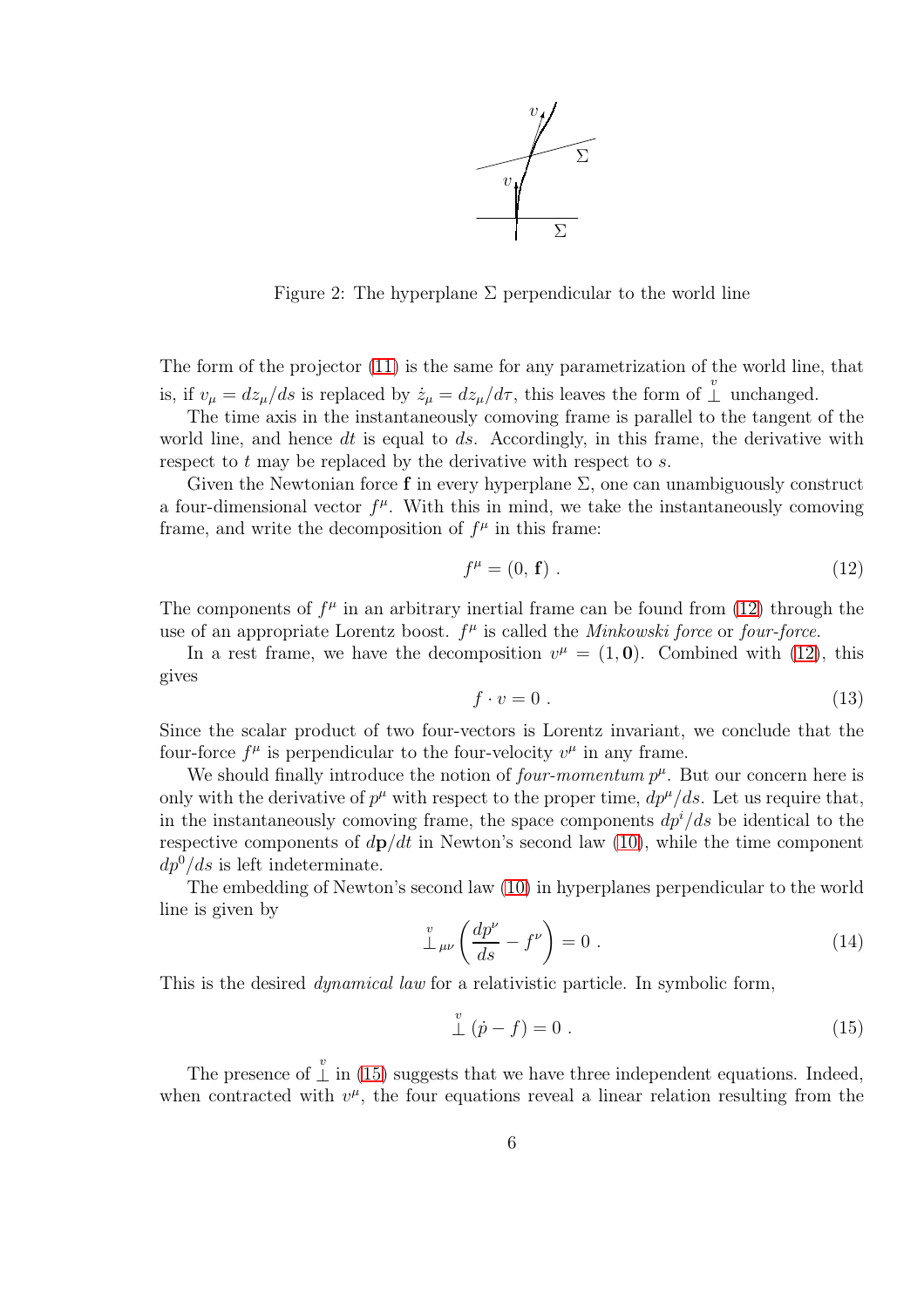Figure 2: The hyperplane $\Sigma$ perpendicular to the world line

The form of the projector (11) is the same for any parametrization of the world line, that is, if $v_\mu = dz_\mu/ds$ is replaced by $\dot{z}_\mu = dz_\mu/d\tau$, this leaves the form of $\overset{v}{\perp}$ unchanged.

The time axis in the instantaneously comoving frame is parallel to the tangent of the world line, and hence $dt$ is equal to $ds$. Accordingly, in this frame, the derivative with respect to $t$ may be replaced by the derivative with respect to $s$.

Given the Newtonian force $\mathbf{f}$ in every hyperplane $\Sigma$, one can unambiguously construct a four-dimensional vector $f^\mu$. With this in mind, we take the instantaneously comoving frame, and write the decomposition of $f^\mu$ in this frame:

$$f^\mu = (0, \mathbf{f}) \ . \tag{12}$$

The components of $f^\mu$ in an arbitrary inertial frame can be found from (12) through the use of an appropriate Lorentz boost. $f^\mu$ is called the *Minkowski force* or *four-force*.

In a rest frame, we have the decomposition $v^\mu = (1, \mathbf{0})$. Combined with (12), this gives

$$f \cdot v = 0 \ . \tag{13}$$

Since the scalar product of two four-vectors is Lorentz invariant, we conclude that the four-force $f^\mu$ is perpendicular to the four-velocity $v^\mu$ in any frame.

We should finally introduce the notion of *four-momentum* $p^\mu$. But our concern here is only with the derivative of $p^\mu$ with respect to the proper time, $dp^\mu/ds$. Let us require that, in the instantaneously comoving frame, the space components $dp^i/ds$ be identical to the respective components of $d\mathbf{p}/dt$ in Newton's second law (10), while the time component $dp^0/ds$ is left indeterminate.

The embedding of Newton's second law (10) in hyperplanes perpendicular to the world line is given by

$$\overset{v}{\perp}_{\mu\nu}\left(\frac{dp^\nu}{ds} - f^\nu\right) = 0 \ . \tag{14}$$

This is the desired *dynamical law* for a relativistic particle. In symbolic form,

$$\overset{v}{\perp}(\dot{p} - f) = 0 \ . \tag{15}$$

The presence of $\overset{v}{\perp}$ in (15) suggests that we have three independent equations. Indeed, when contracted with $v^\mu$, the four equations reveal a linear relation resulting from the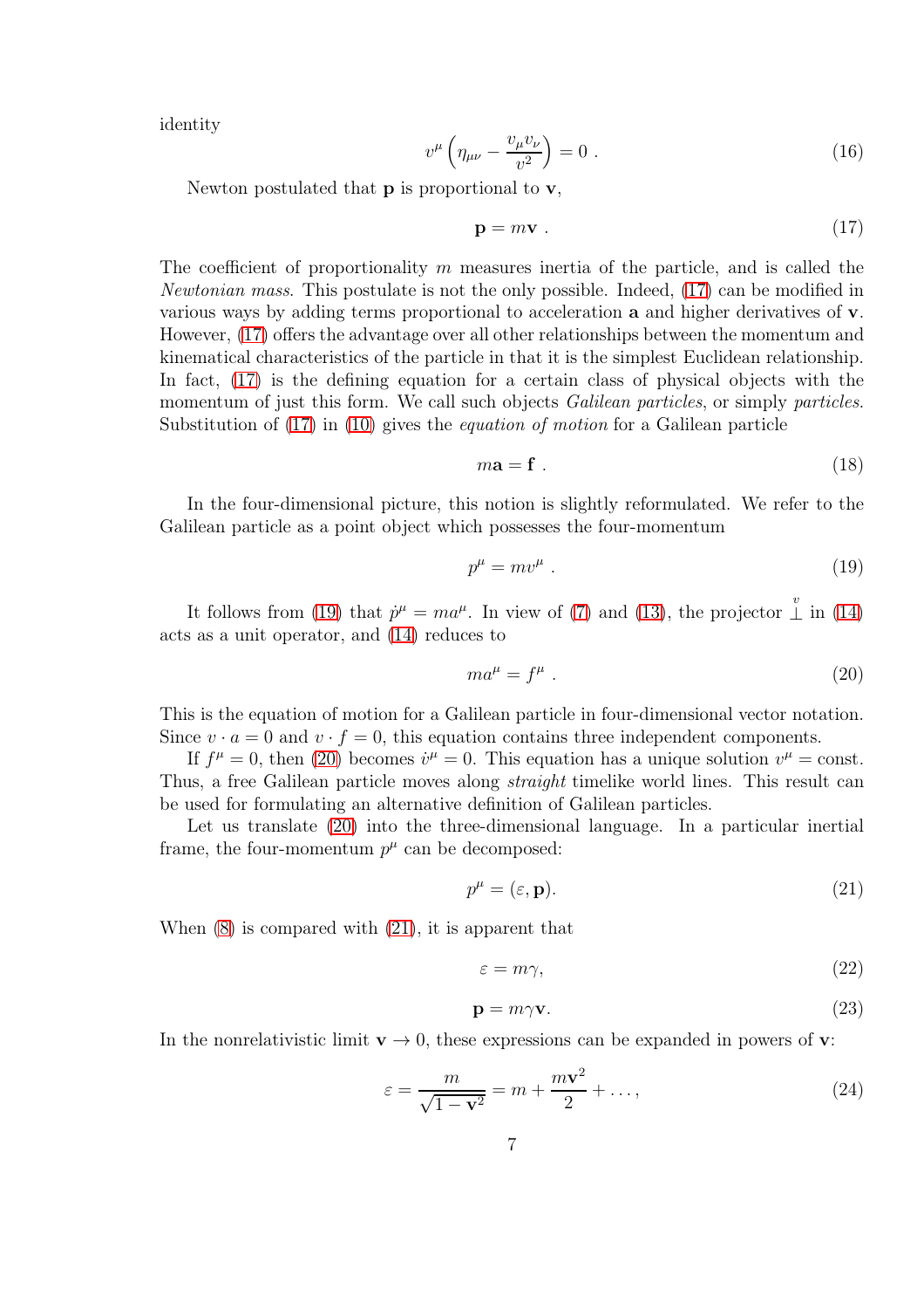identity

$$v^\mu \left( \eta_{\mu\nu} - \frac{v_\mu v_\nu}{v^2} \right) = 0 \ . \tag{16}$$

Newton postulated that $\mathbf{p}$ is proportional to $\mathbf{v}$,

$$\mathbf{p} = m\mathbf{v} \ . \tag{17}$$

The coefficient of proportionality $m$ measures inertia of the particle, and is called the *Newtonian mass*. This postulate is not the only possible. Indeed, (17) can be modified in various ways by adding terms proportional to acceleration $\mathbf{a}$ and higher derivatives of $\mathbf{v}$. However, (17) offers the advantage over all other relationships between the momentum and kinematical characteristics of the particle in that it is the simplest Euclidean relationship. In fact, (17) is the defining equation for a certain class of physical objects with the momentum of just this form. We call such objects *Galilean particles*, or simply *particles*. Substitution of (17) in (10) gives the *equation of motion* for a Galilean particle

$$m\mathbf{a} = \mathbf{f} \ . \tag{18}$$

In the four-dimensional picture, this notion is slightly reformulated. We refer to the Galilean particle as a point object which possesses the four-momentum

$$p^\mu = m v^\mu \ . \tag{19}$$

It follows from (19) that $\dot{p}^\mu = m a^\mu$. In view of (7) and (13), the projector $\overset{v}{\perp}$ in (14) acts as a unit operator, and (14) reduces to

$$m a^\mu = f^\mu \ . \tag{20}$$

This is the equation of motion for a Galilean particle in four-dimensional vector notation. Since $v \cdot a = 0$ and $v \cdot f = 0$, this equation contains three independent components.

If $f^\mu = 0$, then (20) becomes $\dot{v}^\mu = 0$. This equation has a unique solution $v^\mu = \text{const}$. Thus, a free Galilean particle moves along *straight* timelike world lines. This result can be used for formulating an alternative definition of Galilean particles.

Let us translate (20) into the three-dimensional language. In a particular inertial frame, the four-momentum $p^\mu$ can be decomposed:

$$p^\mu = (\varepsilon, \mathbf{p}). \tag{21}$$

When (8) is compared with (21), it is apparent that

$$\varepsilon = m\gamma, \tag{22}$$

$$\mathbf{p} = m\gamma\mathbf{v}. \tag{23}$$

In the nonrelativistic limit $\mathbf{v} \to 0$, these expressions can be expanded in powers of $\mathbf{v}$:

$$\varepsilon = \frac{m}{\sqrt{1 - \mathbf{v}^2}} = m + \frac{m\mathbf{v}^2}{2} + \ldots, \tag{24}$$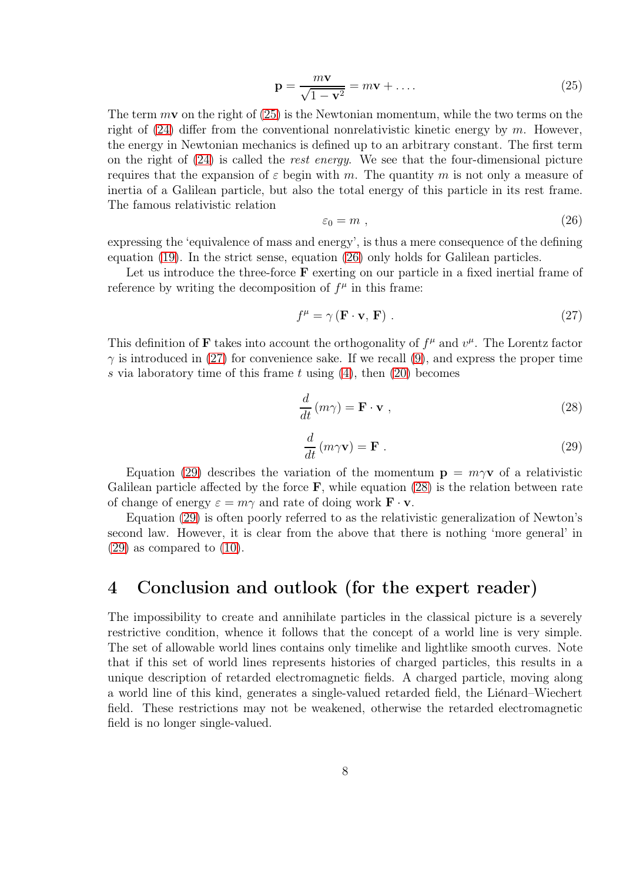$$\mathbf{p} = \frac{m\mathbf{v}}{\sqrt{1-\mathbf{v}^2}} = m\mathbf{v} + \dots . \tag{25}$$

The term $m\mathbf{v}$ on the right of (25) is the Newtonian momentum, while the two terms on the right of (24) differ from the conventional nonrelativistic kinetic energy by $m$. However, the energy in Newtonian mechanics is defined up to an arbitrary constant. The first term on the right of (24) is called the *rest energy*. We see that the four-dimensional picture requires that the expansion of $\varepsilon$ begin with $m$. The quantity $m$ is not only a measure of inertia of a Galilean particle, but also the total energy of this particle in its rest frame. The famous relativistic relation

$$\varepsilon_0 = m \ , \tag{26}$$

expressing the 'equivalence of mass and energy', is thus a mere consequence of the defining equation (19). In the strict sense, equation (26) only holds for Galilean particles.

Let us introduce the three-force $\mathbf{F}$ exerting on our particle in a fixed inertial frame of reference by writing the decomposition of $f^\mu$ in this frame:

$$f^\mu = \gamma \left( \mathbf{F} \cdot \mathbf{v}, \, \mathbf{F} \right) . \tag{27}$$

This definition of $\mathbf{F}$ takes into account the orthogonality of $f^\mu$ and $v^\mu$. The Lorentz factor $\gamma$ is introduced in (27) for convenience sake. If we recall (9), and express the proper time $s$ via laboratory time of this frame $t$ using (4), then (20) becomes

$$\frac{d}{dt}\left( m\gamma \right) = \mathbf{F} \cdot \mathbf{v} \ , \tag{28}$$

$$\frac{d}{dt}\left( m\gamma\mathbf{v} \right) = \mathbf{F} \ . \tag{29}$$

Equation (29) describes the variation of the momentum $\mathbf{p} = m\gamma\mathbf{v}$ of a relativistic Galilean particle affected by the force $\mathbf{F}$, while equation (28) is the relation between rate of change of energy $\varepsilon = m\gamma$ and rate of doing work $\mathbf{F} \cdot \mathbf{v}$.

Equation (29) is often poorly referred to as the relativistic generalization of Newton's second law. However, it is clear from the above that there is nothing 'more general' in (29) as compared to (10).

# 4 Conclusion and outlook (for the expert reader)

The impossibility to create and annihilate particles in the classical picture is a severely restrictive condition, whence it follows that the concept of a world line is very simple. The set of allowable world lines contains only timelike and lightlike smooth curves. Note that if this set of world lines represents histories of charged particles, this results in a unique description of retarded electromagnetic fields. A charged particle, moving along a world line of this kind, generates a single-valued retarded field, the Liénard–Wiechert field. These restrictions may not be weakened, otherwise the retarded electromagnetic field is no longer single-valued.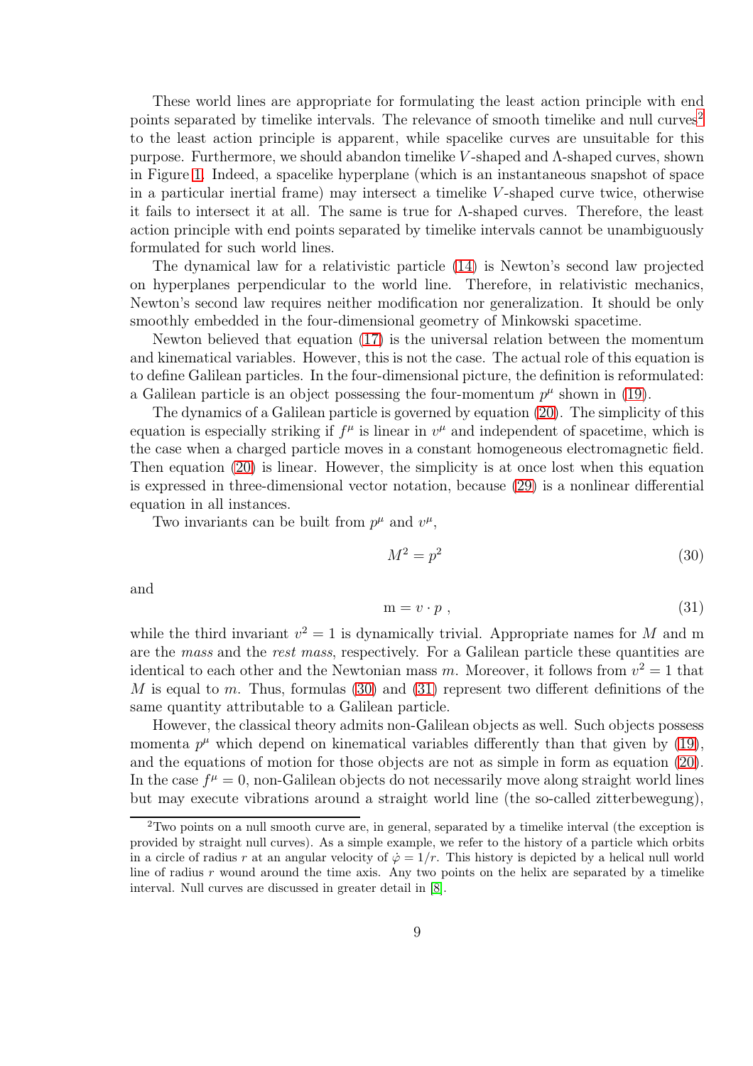These world lines are appropriate for formulating the least action principle with end points separated by timelike intervals. The relevance of smooth timelike and null curves[2] to the least action principle is apparent, while spacelike curves are unsuitable for this purpose. Furthermore, we should abandon timelike $V$-shaped and $\Lambda$-shaped curves, shown in Figure 1. Indeed, a spacelike hyperplane (which is an instantaneous snapshot of space in a particular inertial frame) may intersect a timelike $V$-shaped curve twice, otherwise it fails to intersect it at all. The same is true for $\Lambda$-shaped curves. Therefore, the least action principle with end points separated by timelike intervals cannot be unambiguously formulated for such world lines.

The dynamical law for a relativistic particle (14) is Newton's second law projected on hyperplanes perpendicular to the world line. Therefore, in relativistic mechanics, Newton's second law requires neither modification nor generalization. It should be only smoothly embedded in the four-dimensional geometry of Minkowski spacetime.

Newton believed that equation (17) is the universal relation between the momentum and kinematical variables. However, this is not the case. The actual role of this equation is to define Galilean particles. In the four-dimensional picture, the definition is reformulated: a Galilean particle is an object possessing the four-momentum $p^\mu$ shown in (19).

The dynamics of a Galilean particle is governed by equation (20). The simplicity of this equation is especially striking if $f^\mu$ is linear in $v^\mu$ and independent of spacetime, which is the case when a charged particle moves in a constant homogeneous electromagnetic field. Then equation (20) is linear. However, the simplicity is at once lost when this equation is expressed in three-dimensional vector notation, because (29) is a nonlinear differential equation in all instances.

Two invariants can be built from $p^\mu$ and $v^\mu$,

$$M^2 = p^2 \tag{30}$$

and

$$\mathrm{m} = v \cdot p \ , \tag{31}$$

while the third invariant $v^2 = 1$ is dynamically trivial. Appropriate names for $M$ and $\mathrm{m}$ are the *mass* and the *rest mass*, respectively. For a Galilean particle these quantities are identical to each other and the Newtonian mass $m$. Moreover, it follows from $v^2 = 1$ that $M$ is equal to $m$. Thus, formulas (30) and (31) represent two different definitions of the same quantity attributable to a Galilean particle.

However, the classical theory admits non-Galilean objects as well. Such objects possess momenta $p^\mu$ which depend on kinematical variables differently than that given by (19), and the equations of motion for those objects are not as simple in form as equation (20). In the case $f^\mu = 0$, non-Galilean objects do not necessarily move along straight world lines but may execute vibrations around a straight world line (the so-called zitterbewegung),

[2] Two points on a null smooth curve are, in general, separated by a timelike interval (the exception is provided by straight null curves). As a simple example, we refer to the history of a particle which orbits in a circle of radius $r$ at an angular velocity of $\dot{\varphi} = 1/r$. This history is depicted by a helical null world line of radius $r$ wound around the time axis. Any two points on the helix are separated by a timelike interval. Null curves are discussed in greater detail in [8].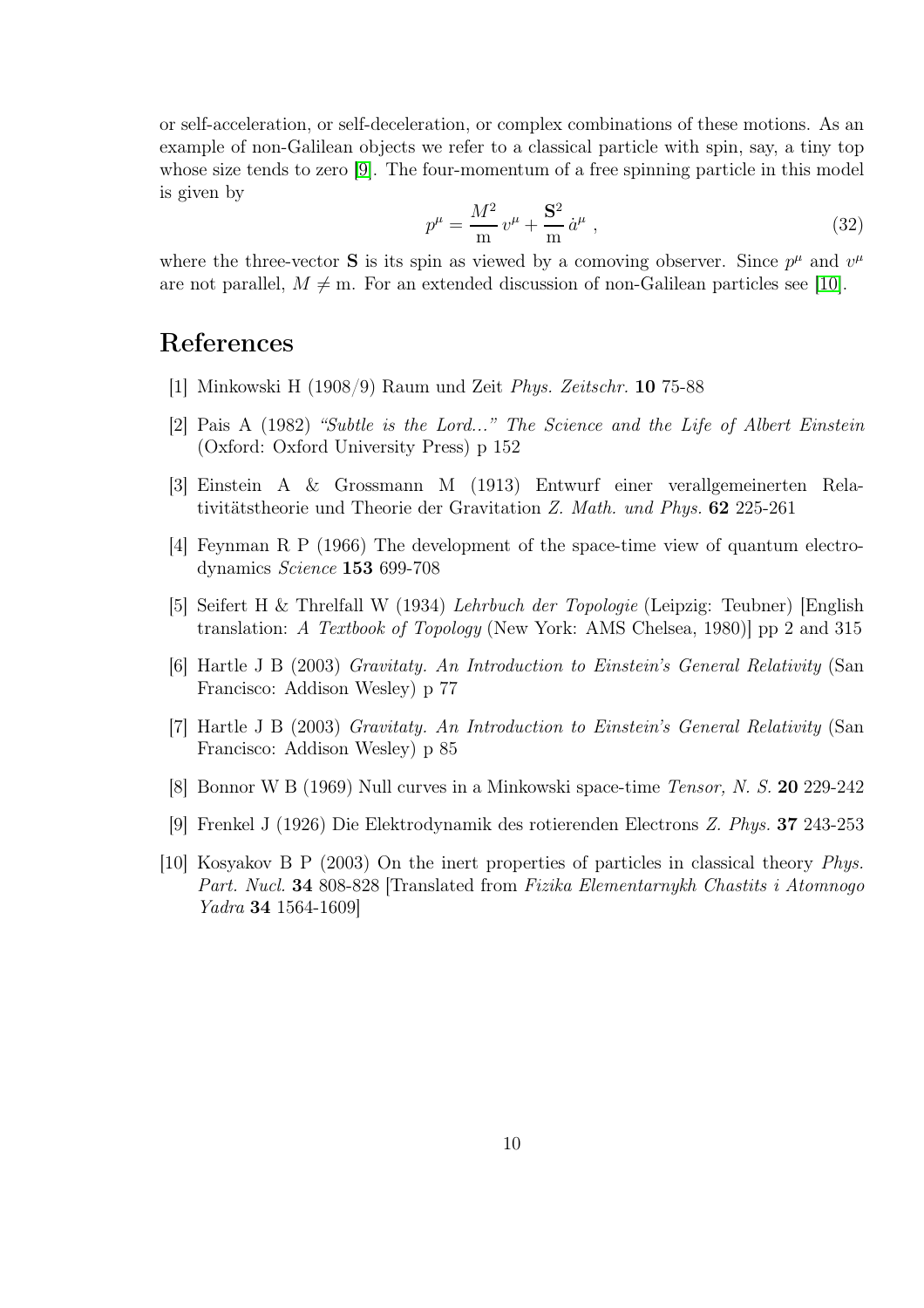or self-acceleration, or self-deceleration, or complex combinations of these motions. As an example of non-Galilean objects we refer to a classical particle with spin, say, a tiny top whose size tends to zero [9]. The four-momentum of a free spinning particle in this model is given by

$$p^\mu = \frac{M^2}{\mathrm{m}}\, v^\mu + \frac{\mathbf{S}^2}{\mathrm{m}}\, \dot{a}^\mu \,, \tag{32}$$

where the three-vector $\mathbf{S}$ is its spin as viewed by a comoving observer. Since $p^\mu$ and $v^\mu$ are not parallel, $M \neq \mathrm{m}$. For an extended discussion of non-Galilean particles see [10].

# References

[1] Minkowski H (1908/9) Raum und Zeit *Phys. Zeitschr.* **10** 75-88

[2] Pais A (1982) *"Subtle is the Lord..." The Science and the Life of Albert Einstein* (Oxford: Oxford University Press) p 152

[3] Einstein A & Grossmann M (1913) Entwurf einer verallgemeinerten Relativitätstheorie und Theorie der Gravitation *Z. Math. und Phys.* **62** 225-261

[4] Feynman R P (1966) The development of the space-time view of quantum electrodynamics *Science* **153** 699-708

[5] Seifert H & Threlfall W (1934) *Lehrbuch der Topologie* (Leipzig: Teubner) [English translation: *A Textbook of Topology* (New York: AMS Chelsea, 1980)] pp 2 and 315

[6] Hartle J B (2003) *Gravitaty. An Introduction to Einstein's General Relativity* (San Francisco: Addison Wesley) p 77

[7] Hartle J B (2003) *Gravitaty. An Introduction to Einstein's General Relativity* (San Francisco: Addison Wesley) p 85

[8] Bonnor W B (1969) Null curves in a Minkowski space-time *Tensor, N. S.* **20** 229-242

[9] Frenkel J (1926) Die Elektrodynamik des rotierenden Electrons *Z. Phys.* **37** 243-253

[10] Kosyakov B P (2003) On the inert properties of particles in classical theory *Phys. Part. Nucl.* **34** 808-828 [Translated from *Fizika Elementarnykh Chastits i Atomnogo Yadra* **34** 1564-1609]